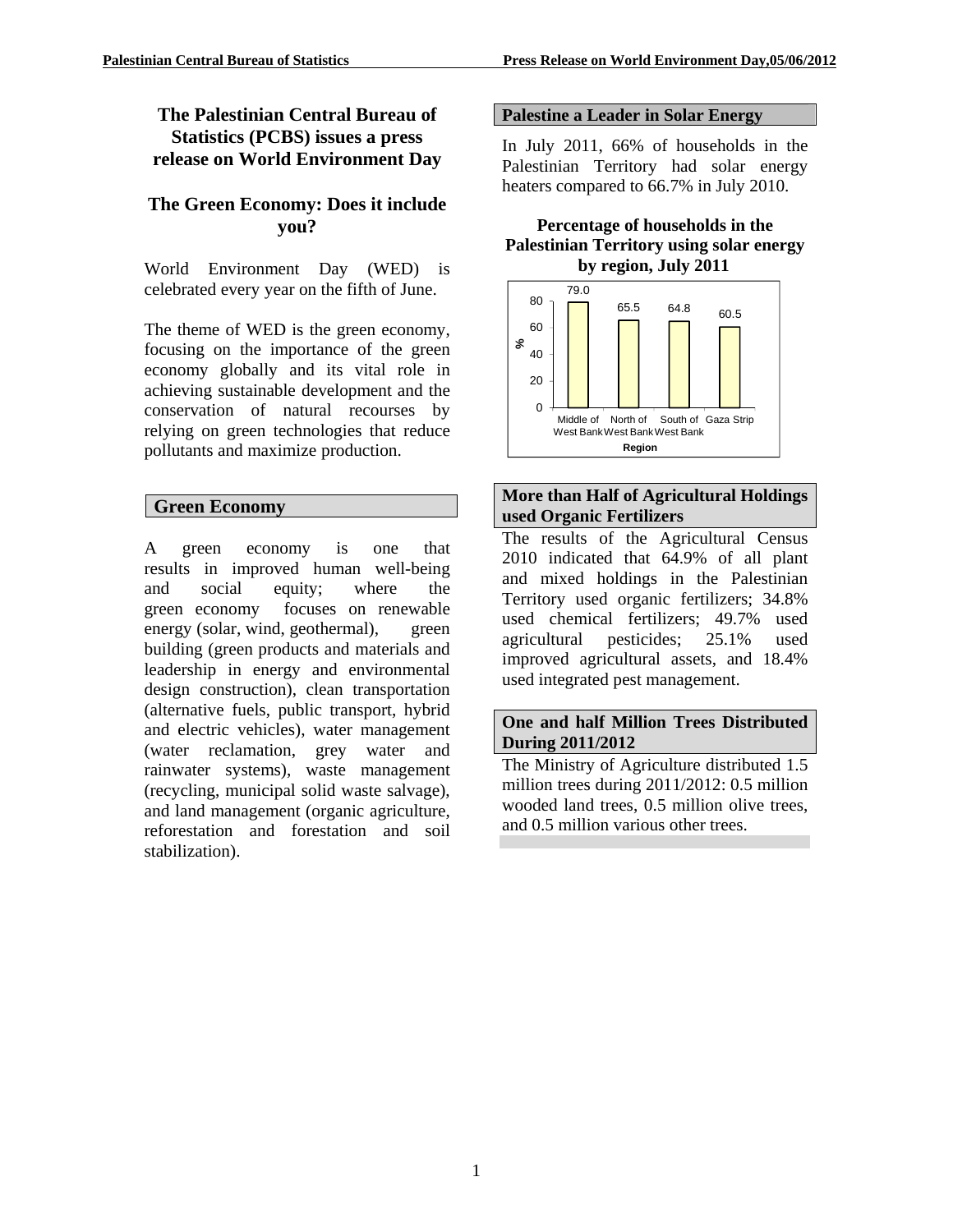# The Palestinian Central Bureau of Statistics (PCBS) issues a press release on World Environment Day

## The Green Economy: Does it include you?

World Environment Day (WED) is celebrated every year on the fifth of June.

The theme of WED is the green economy, focusing on the importance of the green economy globally and its vital role in achieving sustainable development and the conservation of natural recourses by relying on green technologies that reduce pollutants and maximize production.

## Green Economy

A green economy is one that results in improved human well-being and social equity; where the green economy focuses on renewable energy (solar, wind, geothermal), green building (green products and materials and leadership in energy and environmental design construction), clean transportation (alternative fuels, public transport, hybrid and electric vehicles), water management (water reclamation, grey water and rainwater systems), waste management (recycling, municipal solid waste salvage), and land management (organic agriculture, reforestation and forestation and soil stabilization).

## Palestine a Leader in Solar Energy

In July 2011, 66% of households in the Palestinian Territory had solar energy heaters compared to 66.7% in July 2010.

**Percentage of households in the Palestinian Territory using solar energy by region, July 2011**

| Region | % |
|---|---|
| Middle of West Bank | 79.0 |
| North of West Bank | 65.5 |
| South of West Bank | 64.8 |
| Gaza Strip | 60.5 |

## More than Half of Agricultural Holdings used Organic Fertilizers

The results of the Agricultural Census 2010 indicated that 64.9% of all plant and mixed holdings in the Palestinian Territory used organic fertilizers; 34.8% used chemical fertilizers; 49.7% used agricultural pesticides; 25.1% used improved agricultural assets, and 18.4% used integrated pest management.

## One and half Million Trees Distributed During 2011/2012

The Ministry of Agriculture distributed 1.5 million trees during 2011/2012: 0.5 million wooded land trees, 0.5 million olive trees, and 0.5 million various other trees.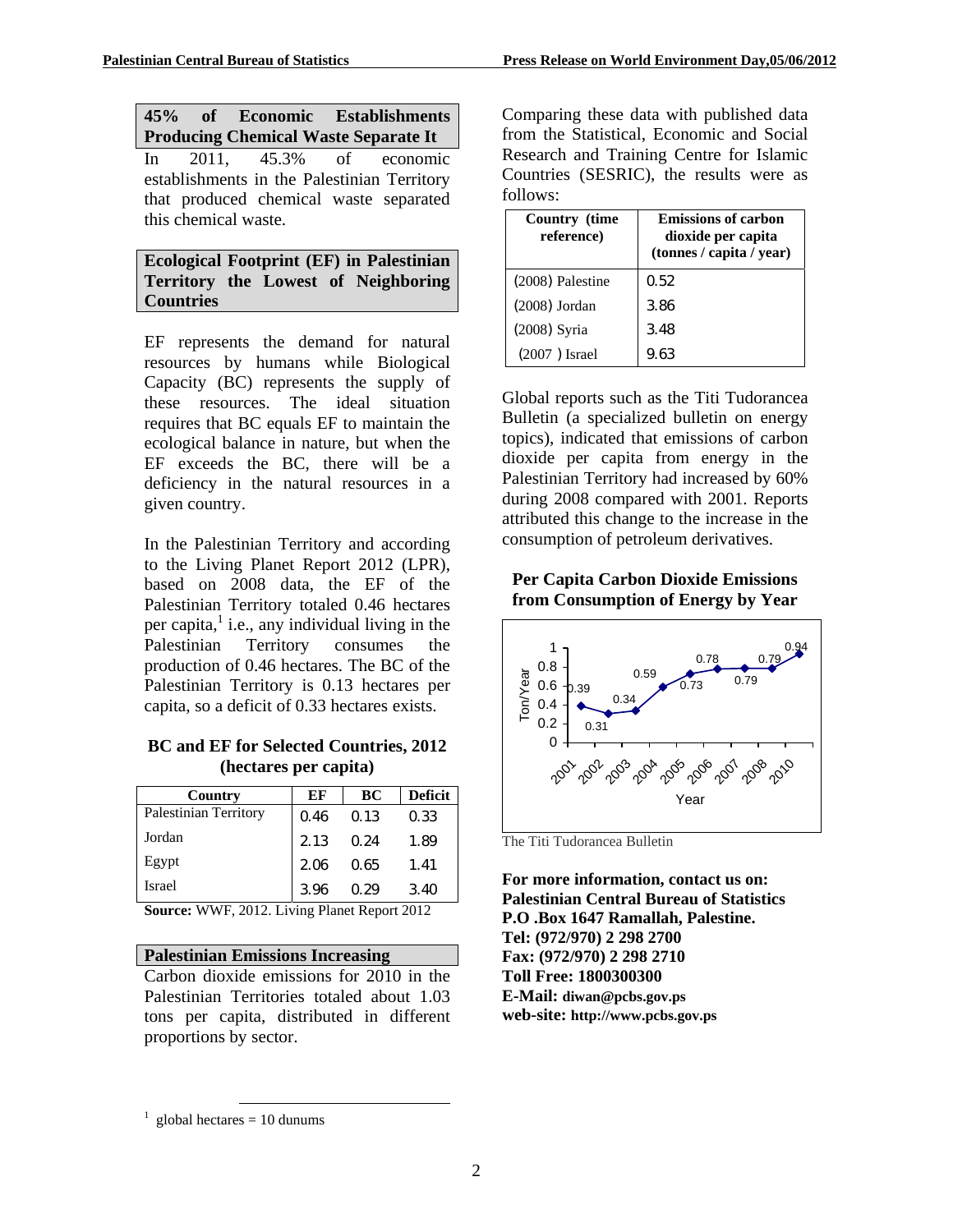## 45% of Economic Establishments Producing Chemical Waste Separate It

In 2011, 45.3% of economic establishments in the Palestinian Territory that produced chemical waste separated this chemical waste.

## Ecological Footprint (EF) in Palestinian Territory the Lowest of Neighboring Countries

EF represents the demand for natural resources by humans while Biological Capacity (BC) represents the supply of these resources. The ideal situation requires that BC equals EF to maintain the ecological balance in nature, but when the EF exceeds the BC, there will be a deficiency in the natural resources in a given country.

In the Palestinian Territory and according to the Living Planet Report 2012 (LPR), based on 2008 data, the EF of the Palestinian Territory totaled 0.46 hectares per capita,[1] i.e., any individual living in the Palestinian Territory consumes the production of 0.46 hectares. The BC of the Palestinian Territory is 0.13 hectares per capita, so a deficit of 0.33 hectares exists.

**BC and EF for Selected Countries, 2012 (hectares per capita)**

| Country | EF | BC | Deficit |
|---|---|---|---|
| Palestinian Territory | 0.46 | 0.13 | 0.33 |
| Jordan | 2.13 | 0.24 | 1.89 |
| Egypt | 2.06 | 0.65 | 1.41 |
| Israel | 3.96 | 0.29 | 3.40 |

**Source:** WWF, 2012. Living Planet Report 2012

## Palestinian Emissions Increasing

Carbon dioxide emissions for 2010 in the Palestinian Territories totaled about 1.03 tons per capita, distributed in different proportions by sector.

Comparing these data with published data from the Statistical, Economic and Social Research and Training Centre for Islamic Countries (SESRIC), the results were as follows:

| Country (time reference) | Emissions of carbon dioxide per capita (tonnes / capita / year) |
|---|---|
| (2008) Palestine | 0.52 |
| (2008) Jordan | 3.86 |
| (2008) Syria | 3.48 |
| (2007 ) Israel | 9.63 |

Global reports such as the Titi Tudorancea Bulletin (a specialized bulletin on energy topics), indicated that emissions of carbon dioxide per capita from energy in the Palestinian Territory had increased by 60% during 2008 compared with 2001. Reports attributed this change to the increase in the consumption of petroleum derivatives.

**Per Capita Carbon Dioxide Emissions from Consumption of Energy by Year**

Ton/Year
1
0.8
0.6
0.4
0.2
0
0.39
0.31
0.34
0.59
0.73
0.78
0.79
0.79
0.94
2001 2002 2003 2004 2005 2006 2007 2008 2010
Year

The Titi Tudorancea Bulletin

**For more information, contact us on:**
**Palestinian Central Bureau of Statistics**
**P.O .Box 1647 Ramallah, Palestine.**
**Tel: (972/970) 2 298 2700**
**Fax: (972/970) 2 298 2710**
**Toll Free: 1800300300**
**E-Mail: diwan@pcbs.gov.ps**
**web-site: http://www.pcbs.gov.ps**

[1] global hectares = 10 dunums